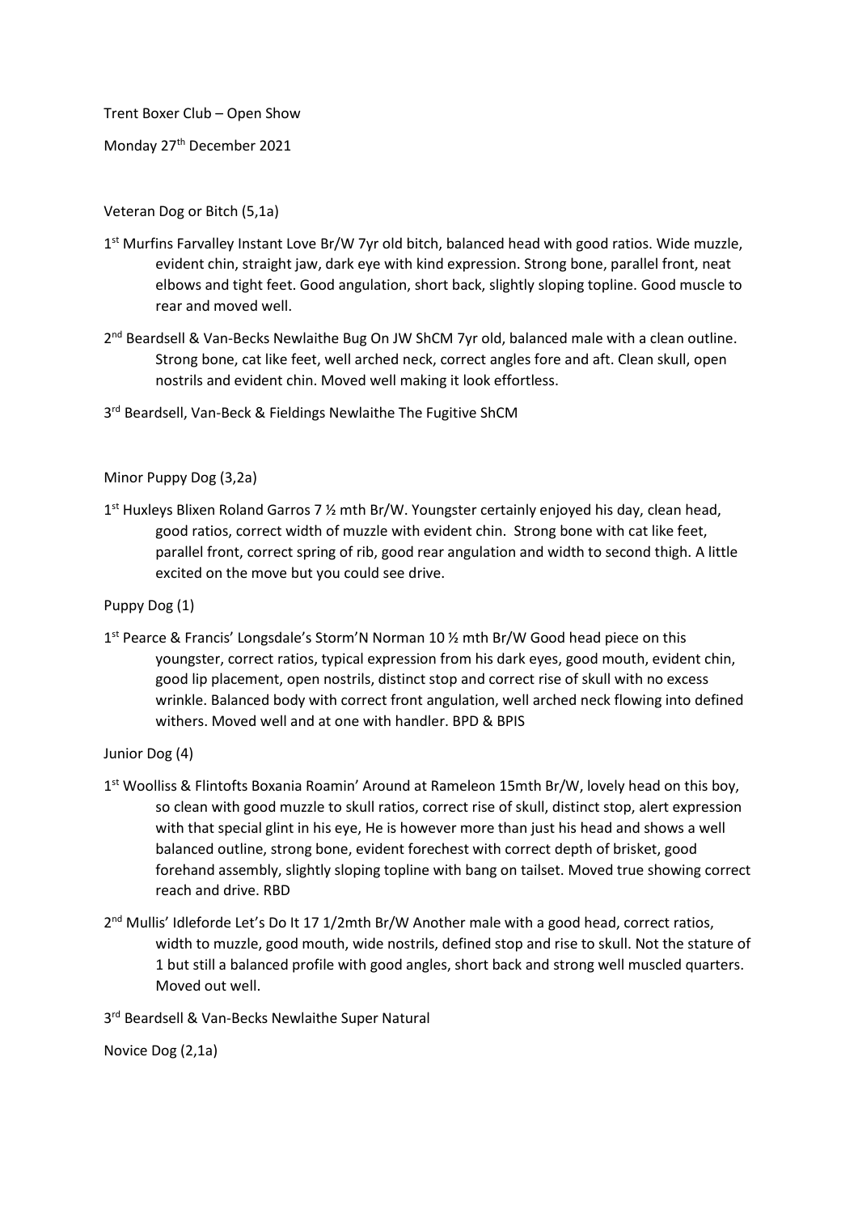Trent Boxer Club – Open Show

Monday 27th December 2021

Veteran Dog or Bitch (5,1a)

1st Murfins Farvalley Instant Love Br/W 7yr old bitch, balanced head with good ratios. Wide muzzle, evident chin, straight jaw, dark eye with kind expression. Strong bone, parallel front, neat elbows and tight feet. Good angulation, short back, slightly sloping topline. Good muscle to rear and moved well.

2nd Beardsell & Van-Becks Newlaithe Bug On JW ShCM 7yr old, balanced male with a clean outline. Strong bone, cat like feet, well arched neck, correct angles fore and aft. Clean skull, open nostrils and evident chin. Moved well making it look effortless.

3rd Beardsell, Van-Beck & Fieldings Newlaithe The Fugitive ShCM

Minor Puppy Dog (3,2a)

1st Huxleys Blixen Roland Garros 7 ½ mth Br/W. Youngster certainly enjoyed his day, clean head, good ratios, correct width of muzzle with evident chin. Strong bone with cat like feet, parallel front, correct spring of rib, good rear angulation and width to second thigh. A little excited on the move but you could see drive.

Puppy Dog (1)

1st Pearce & Francis' Longsdale's Storm'N Norman 10 ½ mth Br/W Good head piece on this youngster, correct ratios, typical expression from his dark eyes, good mouth, evident chin, good lip placement, open nostrils, distinct stop and correct rise of skull with no excess wrinkle. Balanced body with correct front angulation, well arched neck flowing into defined withers. Moved well and at one with handler. BPD & BPIS

Junior Dog (4)

1st Woolliss & Flintofts Boxania Roamin' Around at Rameleon 15mth Br/W, lovely head on this boy, so clean with good muzzle to skull ratios, correct rise of skull, distinct stop, alert expression with that special glint in his eye, He is however more than just his head and shows a well balanced outline, strong bone, evident forechest with correct depth of brisket, good forehand assembly, slightly sloping topline with bang on tailset. Moved true showing correct reach and drive. RBD

2nd Mullis' Idleforde Let's Do It 17 1/2mth Br/W Another male with a good head, correct ratios, width to muzzle, good mouth, wide nostrils, defined stop and rise to skull. Not the stature of 1 but still a balanced profile with good angles, short back and strong well muscled quarters. Moved out well.

3rd Beardsell & Van-Becks Newlaithe Super Natural

Novice Dog (2,1a)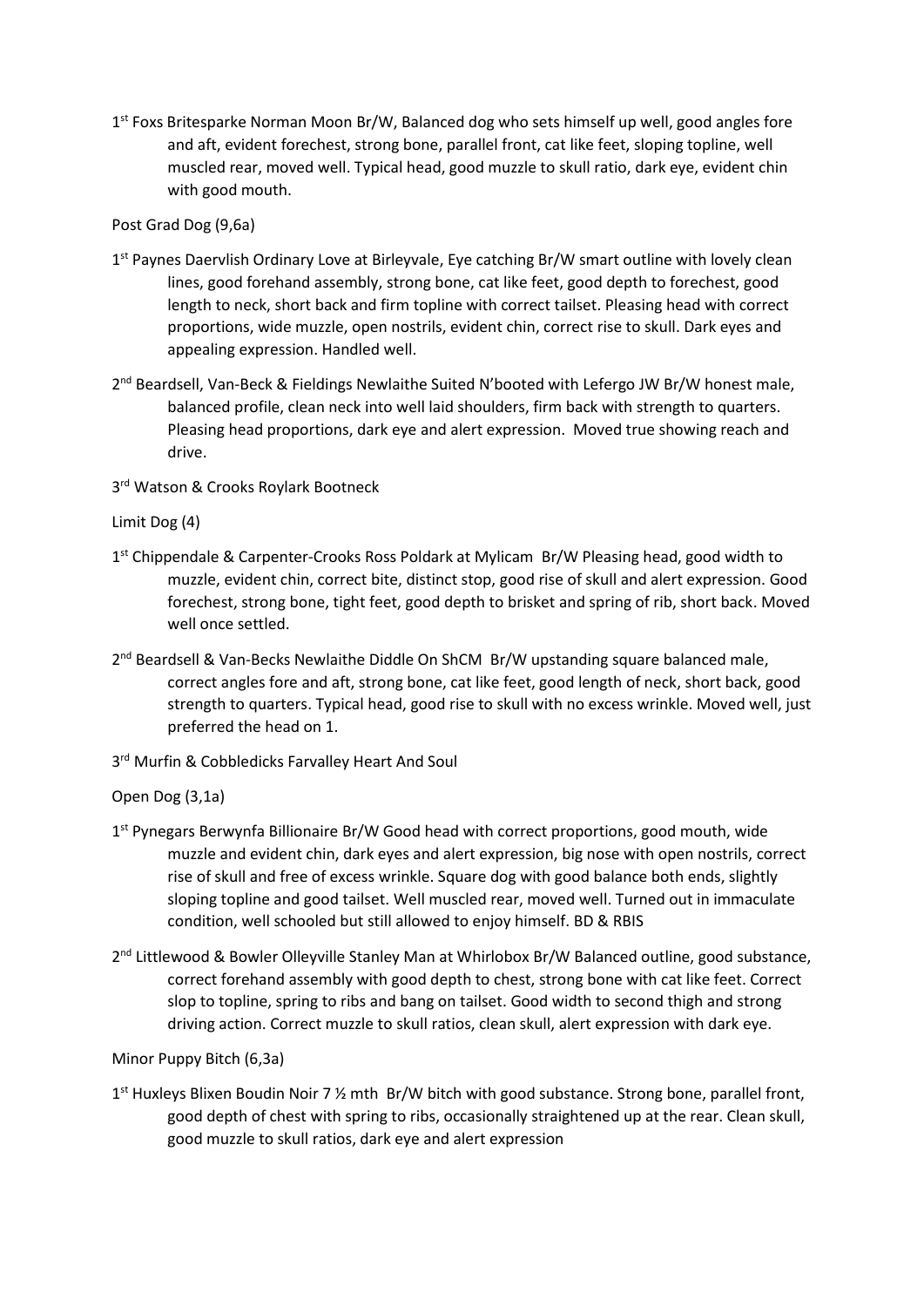1st Foxs Britesparke Norman Moon Br/W, Balanced dog who sets himself up well, good angles fore and aft, evident forechest, strong bone, parallel front, cat like feet, sloping topline, well muscled rear, moved well. Typical head, good muzzle to skull ratio, dark eye, evident chin with good mouth.

Post Grad Dog (9,6a)

1st Paynes Daervlish Ordinary Love at Birleyvale, Eye catching Br/W smart outline with lovely clean lines, good forehand assembly, strong bone, cat like feet, good depth to forechest, good length to neck, short back and firm topline with correct tailset. Pleasing head with correct proportions, wide muzzle, open nostrils, evident chin, correct rise to skull. Dark eyes and appealing expression. Handled well.

2nd Beardsell, Van-Beck & Fieldings Newlaithe Suited N'booted with Lefergo JW Br/W honest male, balanced profile, clean neck into well laid shoulders, firm back with strength to quarters. Pleasing head proportions, dark eye and alert expression. Moved true showing reach and drive.

3rd Watson & Crooks Roylark Bootneck

Limit Dog (4)

1st Chippendale & Carpenter-Crooks Ross Poldark at Mylicam Br/W Pleasing head, good width to muzzle, evident chin, correct bite, distinct stop, good rise of skull and alert expression. Good forechest, strong bone, tight feet, good depth to brisket and spring of rib, short back. Moved well once settled.

2nd Beardsell & Van-Becks Newlaithe Diddle On ShCM Br/W upstanding square balanced male, correct angles fore and aft, strong bone, cat like feet, good length of neck, short back, good strength to quarters. Typical head, good rise to skull with no excess wrinkle. Moved well, just preferred the head on 1.

3rd Murfin & Cobbledicks Farvalley Heart And Soul

Open Dog (3,1a)

1st Pynegars Berwynfa Billionaire Br/W Good head with correct proportions, good mouth, wide muzzle and evident chin, dark eyes and alert expression, big nose with open nostrils, correct rise of skull and free of excess wrinkle. Square dog with good balance both ends, slightly sloping topline and good tailset. Well muscled rear, moved well. Turned out in immaculate condition, well schooled but still allowed to enjoy himself. BD & RBIS

2nd Littlewood & Bowler Olleyville Stanley Man at Whirlobox Br/W Balanced outline, good substance, correct forehand assembly with good depth to chest, strong bone with cat like feet. Correct slop to topline, spring to ribs and bang on tailset. Good width to second thigh and strong driving action. Correct muzzle to skull ratios, clean skull, alert expression with dark eye.

Minor Puppy Bitch (6,3a)

1st Huxleys Blixen Boudin Noir 7 ½ mth Br/W bitch with good substance. Strong bone, parallel front, good depth of chest with spring to ribs, occasionally straightened up at the rear. Clean skull, good muzzle to skull ratios, dark eye and alert expression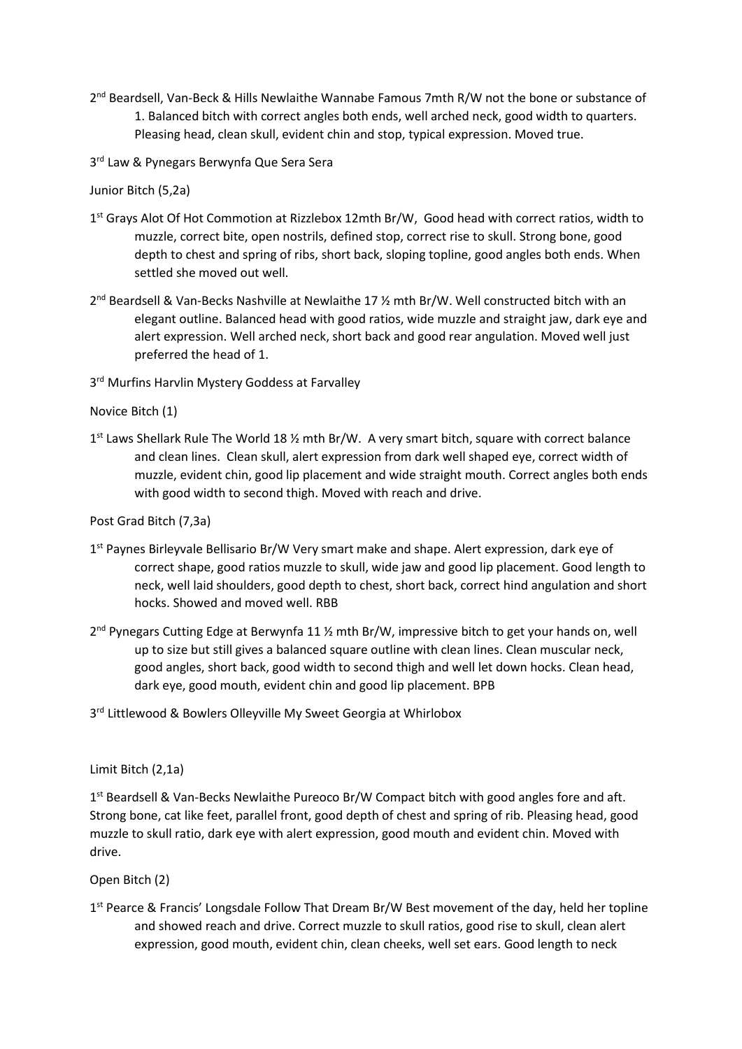2nd Beardsell, Van-Beck & Hills Newlaithe Wannabe Famous 7mth R/W not the bone or substance of 1. Balanced bitch with correct angles both ends, well arched neck, good width to quarters. Pleasing head, clean skull, evident chin and stop, typical expression. Moved true.

3rd Law & Pynegars Berwynfa Que Sera Sera

Junior Bitch (5,2a)

1st Grays Alot Of Hot Commotion at Rizzlebox 12mth Br/W, Good head with correct ratios, width to muzzle, correct bite, open nostrils, defined stop, correct rise to skull. Strong bone, good depth to chest and spring of ribs, short back, sloping topline, good angles both ends. When settled she moved out well.

2nd Beardsell & Van-Becks Nashville at Newlaithe 17 ½ mth Br/W. Well constructed bitch with an elegant outline. Balanced head with good ratios, wide muzzle and straight jaw, dark eye and alert expression. Well arched neck, short back and good rear angulation. Moved well just preferred the head of 1.

3rd Murfins Harvlin Mystery Goddess at Farvalley

Novice Bitch (1)

1st Laws Shellark Rule The World 18 ½ mth Br/W. A very smart bitch, square with correct balance and clean lines. Clean skull, alert expression from dark well shaped eye, correct width of muzzle, evident chin, good lip placement and wide straight mouth. Correct angles both ends with good width to second thigh. Moved with reach and drive.

Post Grad Bitch (7,3a)

1st Paynes Birleyvale Bellisario Br/W Very smart make and shape. Alert expression, dark eye of correct shape, good ratios muzzle to skull, wide jaw and good lip placement. Good length to neck, well laid shoulders, good depth to chest, short back, correct hind angulation and short hocks. Showed and moved well. RBB

2nd Pynegars Cutting Edge at Berwynfa 11 ½ mth Br/W, impressive bitch to get your hands on, well up to size but still gives a balanced square outline with clean lines. Clean muscular neck, good angles, short back, good width to second thigh and well let down hocks. Clean head, dark eye, good mouth, evident chin and good lip placement. BPB

3rd Littlewood & Bowlers Olleyville My Sweet Georgia at Whirlobox

Limit Bitch (2,1a)

1st Beardsell & Van-Becks Newlaithe Pureoco Br/W Compact bitch with good angles fore and aft. Strong bone, cat like feet, parallel front, good depth of chest and spring of rib. Pleasing head, good muzzle to skull ratio, dark eye with alert expression, good mouth and evident chin. Moved with drive.

Open Bitch (2)

1st Pearce & Francis' Longsdale Follow That Dream Br/W Best movement of the day, held her topline and showed reach and drive. Correct muzzle to skull ratios, good rise to skull, clean alert expression, good mouth, evident chin, clean cheeks, well set ears. Good length to neck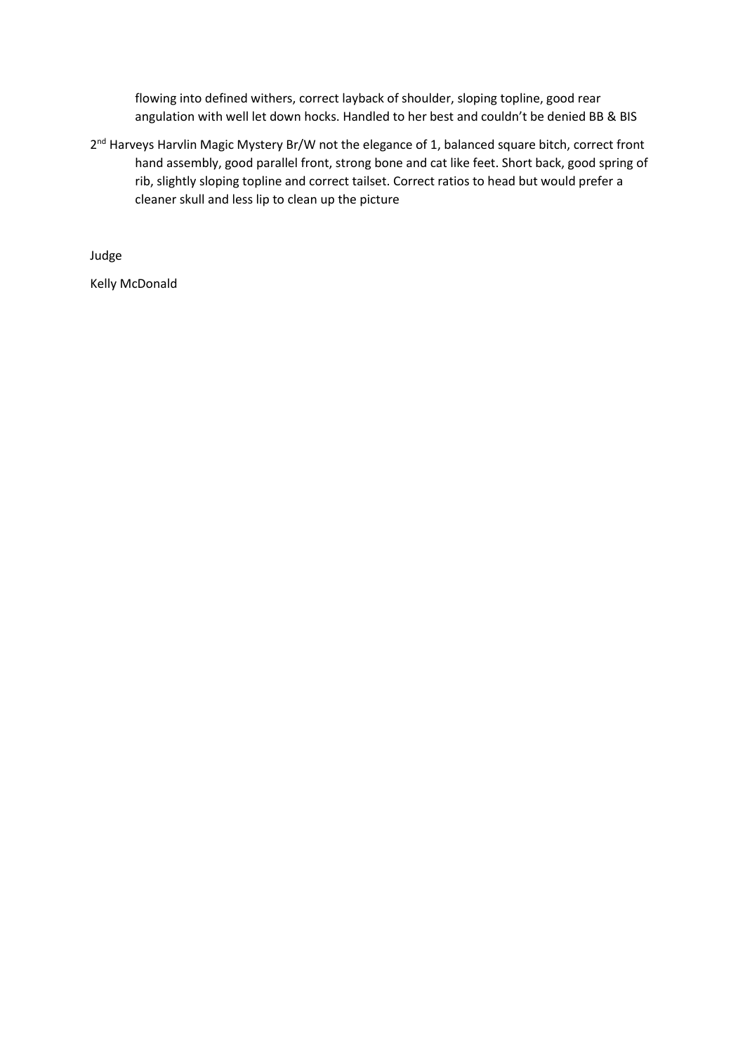flowing into defined withers, correct layback of shoulder, sloping topline, good rear angulation with well let down hocks. Handled to her best and couldn't be denied BB & BIS

2nd Harveys Harvlin Magic Mystery Br/W not the elegance of 1, balanced square bitch, correct front hand assembly, good parallel front, strong bone and cat like feet. Short back, good spring of rib, slightly sloping topline and correct tailset. Correct ratios to head but would prefer a cleaner skull and less lip to clean up the picture

Judge

Kelly McDonald